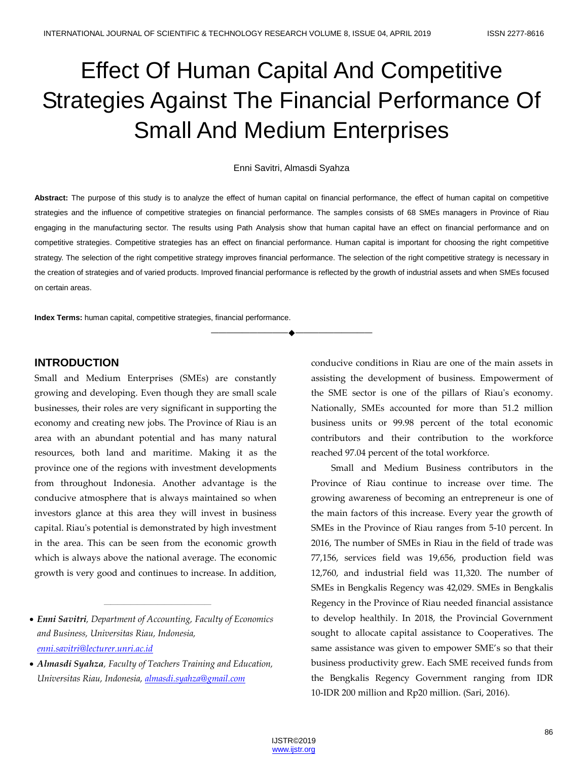# Effect Of Human Capital And Competitive Strategies Against The Financial Performance Of Small And Medium Enterprises

Enni Savitri, Almasdi Syahza

**Abstract:** The purpose of this study is to analyze the effect of human capital on financial performance, the effect of human capital on competitive strategies and the influence of competitive strategies on financial performance. The samples consists of 68 SMEs managers in Province of Riau engaging in the manufacturing sector. The results using Path Analysis show that human capital have an effect on financial performance and on competitive strategies. Competitive strategies has an effect on financial performance. Human capital is important for choosing the right competitive strategy. The selection of the right competitive strategy improves financial performance. The selection of the right competitive strategy is necessary in the creation of strategies and of varied products. Improved financial performance is reflected by the growth of industrial assets and when SMEs focused on certain areas.

**Index Terms:** human capital, competitive strategies, financial performance.

---

## INTRODUCTION

Small and Medium Enterprises (SMEs) are constantly growing and developing. Even though they are small scale businesses, their roles are very significant in supporting the economy and creating new jobs. The Province of Riau is an area with an abundant potential and has many natural resources, both land and maritime. Making it as the province one of the regions with investment developments from throughout Indonesia. Another advantage is the conducive atmosphere that is always maintained so when investors glance at this area they will invest in business capital. Riau's potential is demonstrated by high investment in the area. This can be seen from the economic growth which is always above the national average. The economic growth is very good and continues to increase. In addition, conducive conditions in Riau are one of the main assets in assisting the development of business. Empowerment of the SME sector is one of the pillars of Riau's economy. Nationally, SMEs accounted for more than 51.2 million business units or 99.98 percent of the total economic contributors and their contribution to the workforce reached 97.04 percent of the total workforce.

Small and Medium Business contributors in the Province of Riau continue to increase over time. The growing awareness of becoming an entrepreneur is one of the main factors of this increase. Every year the growth of SMEs in the Province of Riau ranges from 5-10 percent. In 2016, The number of SMEs in Riau in the field of trade was 77,156, services field was 19,656, production field was 12,760, and industrial field was 11,320. The number of SMEs in Bengkalis Regency was 42,029. SMEs in Bengkalis Regency in the Province of Riau needed financial assistance to develop healthily. In 2018, the Provincial Government sought to allocate capital assistance to Cooperatives. The same assistance was given to empower SME's so that their business productivity grew. Each SME received funds from the Bengkalis Regency Government ranging from IDR 10-IDR 200 million and Rp20 million. (Sari, 2016).

---

- ***Enni Savitri****, Department of Accounting, Faculty of Economics and Business, Universitas Riau, Indonesia, enni.savitri@lecturer.unri.ac.id*
- ***Almasdi Syahza****, Faculty of Teachers Training and Education, Universitas Riau, Indonesia, almasdi.syahza@gmail.com*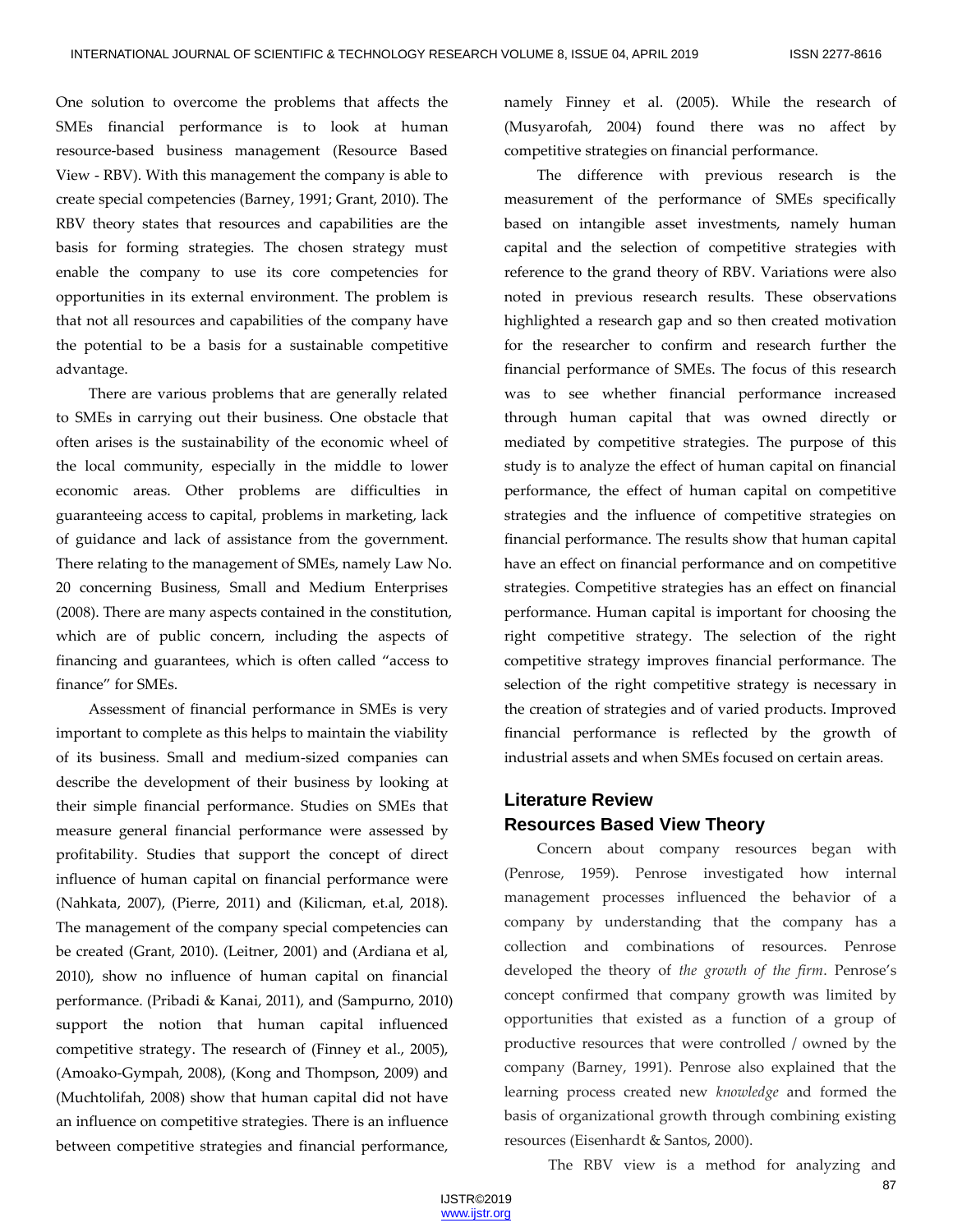One solution to overcome the problems that affects the SMEs financial performance is to look at human resource-based business management (Resource Based View - RBV). With this management the company is able to create special competencies (Barney, 1991; Grant, 2010). The RBV theory states that resources and capabilities are the basis for forming strategies. The chosen strategy must enable the company to use its core competencies for opportunities in its external environment. The problem is that not all resources and capabilities of the company have the potential to be a basis for a sustainable competitive advantage.

There are various problems that are generally related to SMEs in carrying out their business. One obstacle that often arises is the sustainability of the economic wheel of the local community, especially in the middle to lower economic areas. Other problems are difficulties in guaranteeing access to capital, problems in marketing, lack of guidance and lack of assistance from the government. There relating to the management of SMEs, namely Law No. 20 concerning Business, Small and Medium Enterprises (2008). There are many aspects contained in the constitution, which are of public concern, including the aspects of financing and guarantees, which is often called "access to finance" for SMEs.

Assessment of financial performance in SMEs is very important to complete as this helps to maintain the viability of its business. Small and medium-sized companies can describe the development of their business by looking at their simple financial performance. Studies on SMEs that measure general financial performance were assessed by profitability. Studies that support the concept of direct influence of human capital on financial performance were (Nahkata, 2007), (Pierre, 2011) and (Kilicman, et.al, 2018). The management of the company special competencies can be created (Grant, 2010). (Leitner, 2001) and (Ardiana et al, 2010), show no influence of human capital on financial performance. (Pribadi & Kanai, 2011), and (Sampurno, 2010) support the notion that human capital influenced competitive strategy. The research of (Finney et al., 2005), (Amoako-Gympah, 2008), (Kong and Thompson, 2009) and (Muchtolifah, 2008) show that human capital did not have an influence on competitive strategies. There is an influence between competitive strategies and financial performance, namely Finney et al. (2005). While the research of (Musyarofah, 2004) found there was no affect by competitive strategies on financial performance.

The difference with previous research is the measurement of the performance of SMEs specifically based on intangible asset investments, namely human capital and the selection of competitive strategies with reference to the grand theory of RBV. Variations were also noted in previous research results. These observations highlighted a research gap and so then created motivation for the researcher to confirm and research further the financial performance of SMEs. The focus of this research was to see whether financial performance increased through human capital that was owned directly or mediated by competitive strategies. The purpose of this study is to analyze the effect of human capital on financial performance, the effect of human capital on competitive strategies and the influence of competitive strategies on financial performance. The results show that human capital have an effect on financial performance and on competitive strategies. Competitive strategies has an effect on financial performance. Human capital is important for choosing the right competitive strategy. The selection of the right competitive strategy improves financial performance. The selection of the right competitive strategy is necessary in the creation of strategies and of varied products. Improved financial performance is reflected by the growth of industrial assets and when SMEs focused on certain areas.

## Literature Review

### Resources Based View Theory

Concern about company resources began with (Penrose, 1959). Penrose investigated how internal management processes influenced the behavior of a company by understanding that the company has a collection and combinations of resources. Penrose developed the theory of *the growth of the firm*. Penrose's concept confirmed that company growth was limited by opportunities that existed as a function of a group of productive resources that were controlled / owned by the company (Barney, 1991). Penrose also explained that the learning process created new *knowledge* and formed the basis of organizational growth through combining existing resources (Eisenhardt & Santos, 2000).

The RBV view is a method for analyzing and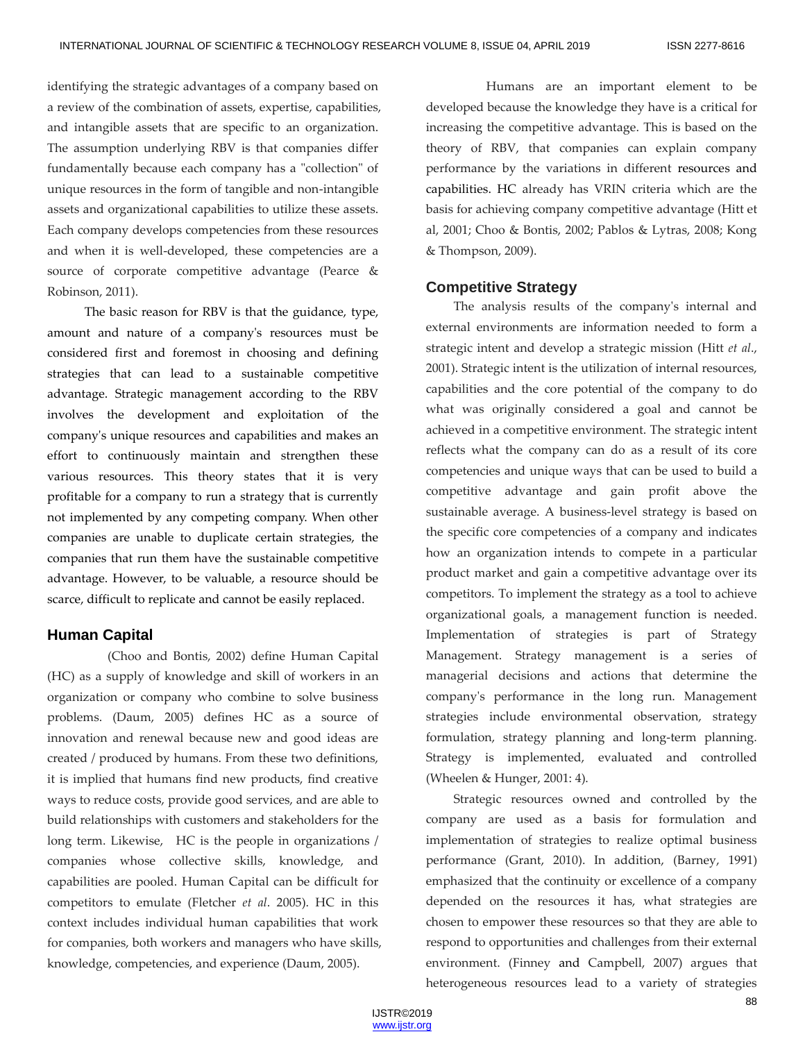identifying the strategic advantages of a company based on a review of the combination of assets, expertise, capabilities, and intangible assets that are specific to an organization. The assumption underlying RBV is that companies differ fundamentally because each company has a "collection" of unique resources in the form of tangible and non-intangible assets and organizational capabilities to utilize these assets. Each company develops competencies from these resources and when it is well-developed, these competencies are a source of corporate competitive advantage (Pearce & Robinson, 2011).

The basic reason for RBV is that the guidance, type, amount and nature of a company's resources must be considered first and foremost in choosing and defining strategies that can lead to a sustainable competitive advantage. Strategic management according to the RBV involves the development and exploitation of the company's unique resources and capabilities and makes an effort to continuously maintain and strengthen these various resources. This theory states that it is very profitable for a company to run a strategy that is currently not implemented by any competing company. When other companies are unable to duplicate certain strategies, the companies that run them have the sustainable competitive advantage. However, to be valuable, a resource should be scarce, difficult to replicate and cannot be easily replaced.

## Human Capital

(Choo and Bontis, 2002) define Human Capital (HC) as a supply of knowledge and skill of workers in an organization or company who combine to solve business problems. (Daum, 2005) defines HC as a source of innovation and renewal because new and good ideas are created / produced by humans. From these two definitions, it is implied that humans find new products, find creative ways to reduce costs, provide good services, and are able to build relationships with customers and stakeholders for the long term. Likewise, HC is the people in organizations / companies whose collective skills, knowledge, and capabilities are pooled. Human Capital can be difficult for competitors to emulate (Fletcher *et al*. 2005). HC in this context includes individual human capabilities that work for companies, both workers and managers who have skills, knowledge, competencies, and experience (Daum, 2005).

Humans are an important element to be developed because the knowledge they have is a critical for increasing the competitive advantage. This is based on the theory of RBV, that companies can explain company performance by the variations in different resources and capabilities. HC already has VRIN criteria which are the basis for achieving company competitive advantage (Hitt et al, 2001; Choo & Bontis, 2002; Pablos & Lytras, 2008; Kong & Thompson, 2009).

## Competitive Strategy

The analysis results of the company's internal and external environments are information needed to form a strategic intent and develop a strategic mission (Hitt *et al*., 2001). Strategic intent is the utilization of internal resources, capabilities and the core potential of the company to do what was originally considered a goal and cannot be achieved in a competitive environment. The strategic intent reflects what the company can do as a result of its core competencies and unique ways that can be used to build a competitive advantage and gain profit above the sustainable average. A business-level strategy is based on the specific core competencies of a company and indicates how an organization intends to compete in a particular product market and gain a competitive advantage over its competitors. To implement the strategy as a tool to achieve organizational goals, a management function is needed. Implementation of strategies is part of Strategy Management. Strategy management is a series of managerial decisions and actions that determine the company's performance in the long run. Management strategies include environmental observation, strategy formulation, strategy planning and long-term planning. Strategy is implemented, evaluated and controlled (Wheelen & Hunger, 2001: 4).

Strategic resources owned and controlled by the company are used as a basis for formulation and implementation of strategies to realize optimal business performance (Grant, 2010). In addition, (Barney, 1991) emphasized that the continuity or excellence of a company depended on the resources it has, what strategies are chosen to empower these resources so that they are able to respond to opportunities and challenges from their external environment. (Finney and Campbell, 2007) argues that heterogeneous resources lead to a variety of strategies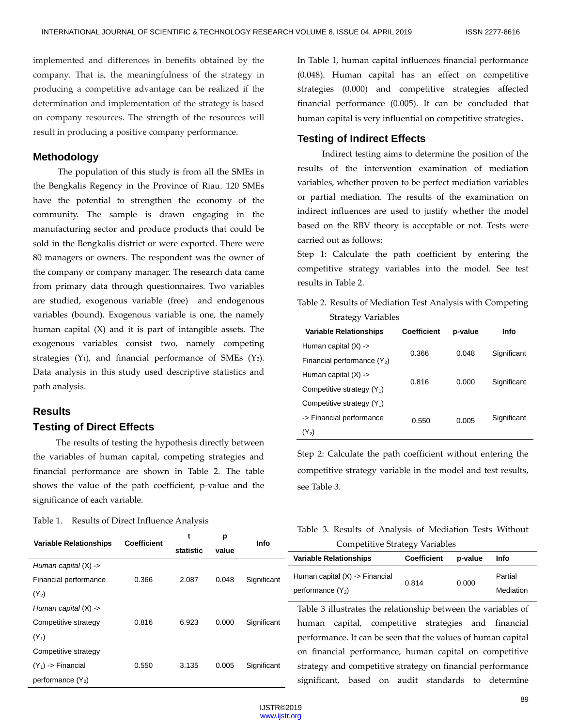implemented and differences in benefits obtained by the company. That is, the meaningfulness of the strategy in producing a competitive advantage can be realized if the determination and implementation of the strategy is based on company resources. The strength of the resources will result in producing a positive company performance.

## Methodology

The population of this study is from all the SMEs in the Bengkalis Regency in the Province of Riau. 120 SMEs have the potential to strengthen the economy of the community. The sample is drawn engaging in the manufacturing sector and produce products that could be sold in the Bengkalis district or were exported. There were 80 managers or owners. The respondent was the owner of the company or company manager. The research data came from primary data through questionnaires. Two variables are studied, exogenous variable (free) and endogenous variables (bound). Exogenous variable is one, the namely human capital (X) and it is part of intangible assets. The exogenous variables consist two, namely competing strategies ($Y_1$), and financial performance of SMEs ($Y_2$). Data analysis in this study used descriptive statistics and path analysis.

## Results

### Testing of Direct Effects

The results of testing the hypothesis directly between the variables of human capital, competing strategies and financial performance are shown in Table 2. The table shows the value of the path coefficient, p-value and the significance of each variable.

Table 1. Results of Direct Influence Analysis

| Variable Relationships | Coefficient | t statistic | p value | Info |
|---|---|---|---|---|
| *Human capital* (X) -> Financial performance ($Y_2$) | 0.366 | 2.087 | 0.048 | Significant |
| *Human capital* (X) -> Competitive strategy ($Y_1$) | 0.816 | 6.923 | 0.000 | Significant |
| Competitive strategy ($Y_1$) -> Financial performance ($Y_2$) | 0.550 | 3.135 | 0.005 | Significant |

In Table 1, human capital influences financial performance (0.048). Human capital has an effect on competitive strategies (0.000) and competitive strategies affected financial performance (0.005). It can be concluded that human capital is very influential on competitive strategies.

### Testing of Indirect Effects

Indirect testing aims to determine the position of the results of the intervention examination of mediation variables, whether proven to be perfect mediation variables or partial mediation. The results of the examination on indirect influences are used to justify whether the model based on the RBV theory is acceptable or not. Tests were carried out as follows:

Step 1: Calculate the path coefficient by entering the competitive strategy variables into the model. See test results in Table 2.

Table 2. Results of Mediation Test Analysis with Competing Strategy Variables

| Variable Relationships | Coefficient | p-value | Info |
|---|---|---|---|
| Human capital (X) -> Financial performance ($Y_2$) | 0.366 | 0.048 | Significant |
| Human capital (X) -> Competitive strategy ($Y_1$) | 0.816 | 0.000 | Significant |
| Competitive strategy ($Y_1$) -> Financial performance ($Y_2$) | 0.550 | 0.005 | Significant |

Step 2: Calculate the path coefficient without entering the competitive strategy variable in the model and test results, see Table 3.

Table 3. Results of Analysis of Mediation Tests Without Competitive Strategy Variables

| Variable Relationships | Coefficient | p-value | Info |
|---|---|---|---|
| Human capital (X) -> Financial performance ($Y_2$) | 0.814 | 0.000 | Partial Mediation |

Table 3 illustrates the relationship between the variables of human capital, competitive strategies and financial performance. It can be seen that the values of human capital on financial performance, human capital on competitive strategy and competitive strategy on financial performance significant, based on audit standards to determine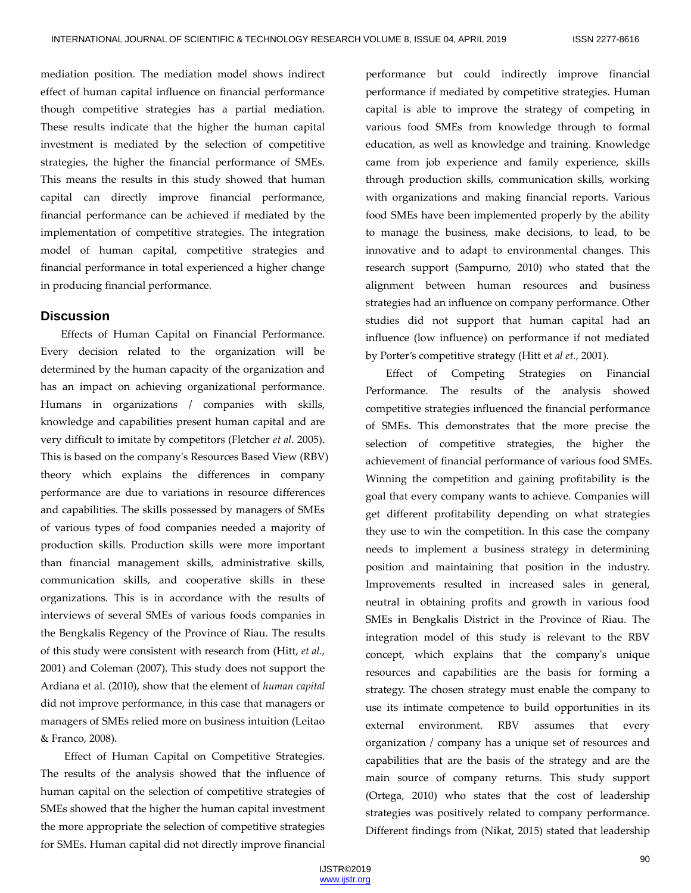mediation position. The mediation model shows indirect effect of human capital influence on financial performance though competitive strategies has a partial mediation. These results indicate that the higher the human capital investment is mediated by the selection of competitive strategies, the higher the financial performance of SMEs. This means the results in this study showed that human capital can directly improve financial performance, financial performance can be achieved if mediated by the implementation of competitive strategies. The integration model of human capital, competitive strategies and financial performance in total experienced a higher change in producing financial performance.

## Discussion

Effects of Human Capital on Financial Performance. Every decision related to the organization will be determined by the human capacity of the organization and has an impact on achieving organizational performance. Humans in organizations / companies with skills, knowledge and capabilities present human capital and are very difficult to imitate by competitors (Fletcher *et al*. 2005). This is based on the company's Resources Based View (RBV) theory which explains the differences in company performance are due to variations in resource differences and capabilities. The skills possessed by managers of SMEs of various types of food companies needed a majority of production skills. Production skills were more important than financial management skills, administrative skills, communication skills, and cooperative skills in these organizations. This is in accordance with the results of interviews of several SMEs of various foods companies in the Bengkalis Regency of the Province of Riau. The results of this study were consistent with research from (Hitt, *et al.,* 2001) and Coleman (2007). This study does not support the Ardiana et al. (2010), show that the element of *human capital* did not improve performance, in this case that managers or managers of SMEs relied more on business intuition (Leitao & Franco, 2008).

Effect of Human Capital on Competitive Strategies. The results of the analysis showed that the influence of human capital on the selection of competitive strategies of SMEs showed that the higher the human capital investment the more appropriate the selection of competitive strategies for SMEs. Human capital did not directly improve financial performance but could indirectly improve financial performance if mediated by competitive strategies. Human capital is able to improve the strategy of competing in various food SMEs from knowledge through to formal education, as well as knowledge and training. Knowledge came from job experience and family experience, skills through production skills, communication skills, working with organizations and making financial reports. Various food SMEs have been implemented properly by the ability to manage the business, make decisions, to lead, to be innovative and to adapt to environmental changes. This research support (Sampurno, 2010) who stated that the alignment between human resources and business strategies had an influence on company performance. Other studies did not support that human capital had an influence (low influence) on performance if not mediated by Porter's competitive strategy (Hitt et *al et.,* 2001).

Effect of Competing Strategies on Financial Performance. The results of the analysis showed competitive strategies influenced the financial performance of SMEs. This demonstrates that the more precise the selection of competitive strategies, the higher the achievement of financial performance of various food SMEs. Winning the competition and gaining profitability is the goal that every company wants to achieve. Companies will get different profitability depending on what strategies they use to win the competition. In this case the company needs to implement a business strategy in determining position and maintaining that position in the industry. Improvements resulted in increased sales in general, neutral in obtaining profits and growth in various food SMEs in Bengkalis District in the Province of Riau. The integration model of this study is relevant to the RBV concept, which explains that the company's unique resources and capabilities are the basis for forming a strategy. The chosen strategy must enable the company to use its intimate competence to build opportunities in its external environment. RBV assumes that every organization / company has a unique set of resources and capabilities that are the basis of the strategy and are the main source of company returns. This study support (Ortega, 2010) who states that the cost of leadership strategies was positively related to company performance. Different findings from (Nikat, 2015) stated that leadership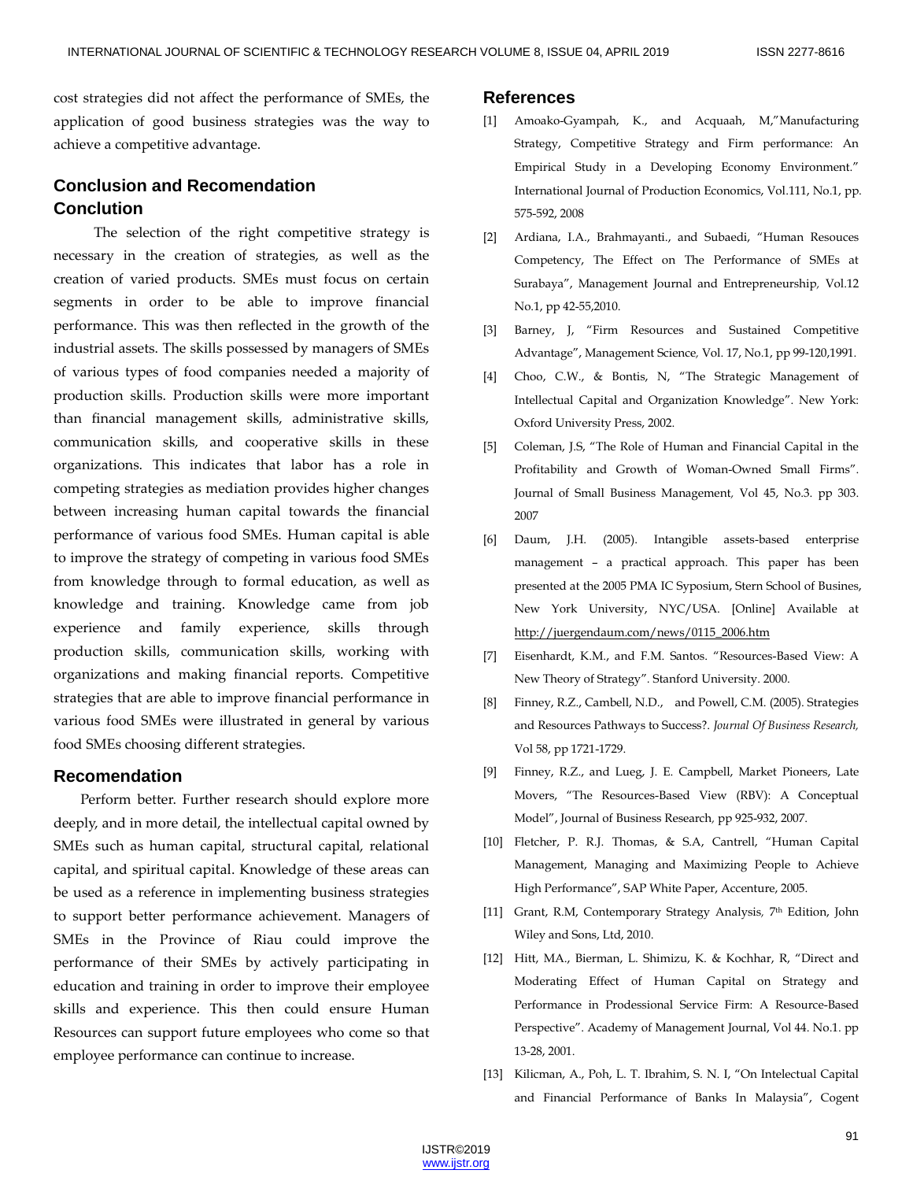cost strategies did not affect the performance of SMEs, the application of good business strategies was the way to achieve a competitive advantage.

## Conclusion and Recomendation

### Conclution

The selection of the right competitive strategy is necessary in the creation of strategies, as well as the creation of varied products. SMEs must focus on certain segments in order to be able to improve financial performance. This was then reflected in the growth of the industrial assets. The skills possessed by managers of SMEs of various types of food companies needed a majority of production skills. Production skills were more important than financial management skills, administrative skills, communication skills, and cooperative skills in these organizations. This indicates that labor has a role in competing strategies as mediation provides higher changes between increasing human capital towards the financial performance of various food SMEs. Human capital is able to improve the strategy of competing in various food SMEs from knowledge through to formal education, as well as knowledge and training. Knowledge came from job experience and family experience, skills through production skills, communication skills, working with organizations and making financial reports. Competitive strategies that are able to improve financial performance in various food SMEs were illustrated in general by various food SMEs choosing different strategies.

### Recomendation

Perform better. Further research should explore more deeply, and in more detail, the intellectual capital owned by SMEs such as human capital, structural capital, relational capital, and spiritual capital. Knowledge of these areas can be used as a reference in implementing business strategies to support better performance achievement. Managers of SMEs in the Province of Riau could improve the performance of their SMEs by actively participating in education and training in order to improve their employee skills and experience. This then could ensure Human Resources can support future employees who come so that employee performance can continue to increase.

## References

[1] Amoako-Gyampah, K., and Acquaah, M,"Manufacturing Strategy, Competitive Strategy and Firm performance: An Empirical Study in a Developing Economy Environment." International Journal of Production Economics, Vol.111, No.1, pp. 575-592, 2008

[2] Ardiana, I.A., Brahmayanti., and Subaedi, "Human Resouces Competency, The Effect on The Performance of SMEs at Surabaya", Management Journal and Entrepreneurship, Vol.12 No.1, pp 42-55,2010.

[3] Barney, J, "Firm Resources and Sustained Competitive Advantage", Management Science, Vol. 17, No.1, pp 99-120,1991.

[4] Choo, C.W., & Bontis, N, "The Strategic Management of Intellectual Capital and Organization Knowledge". New York: Oxford University Press, 2002.

[5] Coleman, J.S, "The Role of Human and Financial Capital in the Profitability and Growth of Woman-Owned Small Firms". Journal of Small Business Management, Vol 45, No.3. pp 303. 2007

[6] Daum, J.H. (2005). Intangible assets-based enterprise management – a practical approach. This paper has been presented at the 2005 PMA IC Syposium, Stern School of Busines, New York University, NYC/USA. [Online] Available at http://juergendaum.com/news/0115_2006.htm

[7] Eisenhardt, K.M., and F.M. Santos. "Resources-Based View: A New Theory of Strategy". Stanford University. 2000.

[8] Finney, R.Z., Cambell, N.D., and Powell, C.M. (2005). Strategies and Resources Pathways to Success?. *Journal Of Business Research,* Vol 58, pp 1721-1729.

[9] Finney, R.Z., and Lueg, J. E. Campbell, Market Pioneers, Late Movers, "The Resources-Based View (RBV): A Conceptual Model", Journal of Business Research, pp 925-932, 2007.

[10] Fletcher, P. R.J. Thomas, & S.A, Cantrell, "Human Capital Management, Managing and Maximizing People to Achieve High Performance", SAP White Paper, Accenture, 2005.

[11] Grant, R.M, Contemporary Strategy Analysis, 7th Edition, John Wiley and Sons, Ltd, 2010.

[12] Hitt, MA., Bierman, L. Shimizu, K. & Kochhar, R, "Direct and Moderating Effect of Human Capital on Strategy and Performance in Prodessional Service Firm: A Resource-Based Perspective". Academy of Management Journal, Vol 44. No.1. pp 13-28, 2001.

[13] Kilicman, A., Poh, L. T. Ibrahim, S. N. I, "On Intelectual Capital and Financial Performance of Banks In Malaysia", Cogent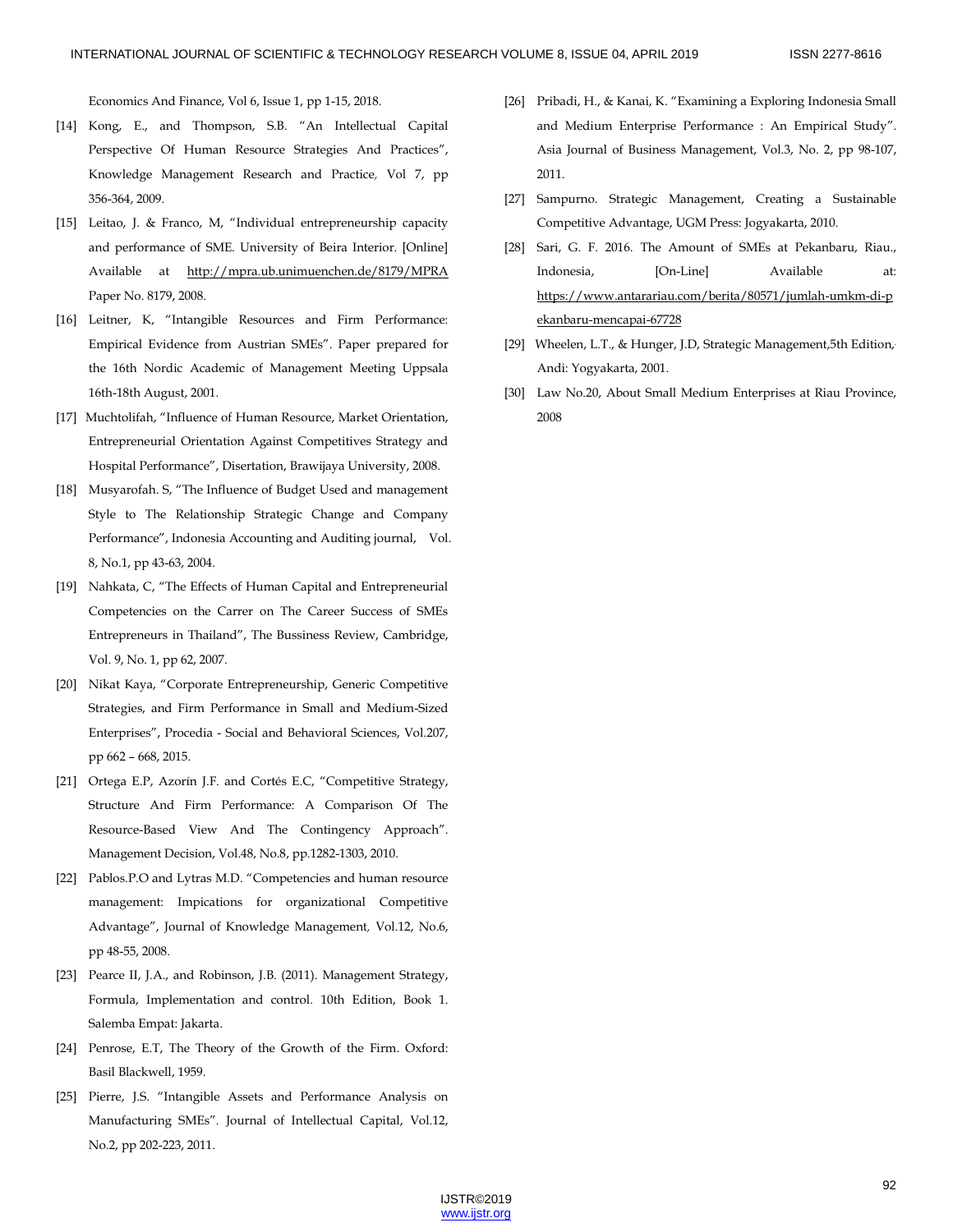Economics And Finance, Vol 6, Issue 1, pp 1-15, 2018.

[14] Kong, E., and Thompson, S.B. "An Intellectual Capital Perspective Of Human Resource Strategies And Practices", Knowledge Management Research and Practice, Vol 7, pp 356-364, 2009.

[15] Leitao, J. & Franco, M, "Individual entrepreneurship capacity and performance of SME. University of Beira Interior. [Online] Available at http://mpra.ub.unimuenchen.de/8179/MPRA Paper No. 8179, 2008.

[16] Leitner, K, "Intangible Resources and Firm Performance: Empirical Evidence from Austrian SMEs". Paper prepared for the 16th Nordic Academic of Management Meeting Uppsala 16th-18th August, 2001.

[17] Muchtolifah, "Influence of Human Resource, Market Orientation, Entrepreneurial Orientation Against Competitives Strategy and Hospital Performance", Disertation, Brawijaya University, 2008.

[18] Musyarofah. S, "The Influence of Budget Used and management Style to The Relationship Strategic Change and Company Performance", Indonesia Accounting and Auditing journal, Vol. 8, No.1, pp 43-63, 2004.

[19] Nahkata, C, "The Effects of Human Capital and Entrepreneurial Competencies on the Carrer on The Career Success of SMEs Entrepreneurs in Thailand", The Bussiness Review, Cambridge, Vol. 9, No. 1, pp 62, 2007.

[20] Nikat Kaya, "Corporate Entrepreneurship, Generic Competitive Strategies, and Firm Performance in Small and Medium-Sized Enterprises", Procedia - Social and Behavioral Sciences, Vol.207, pp 662 – 668, 2015.

[21] Ortega E.P, Azorín J.F. and Cortés E.C, "Competitive Strategy, Structure And Firm Performance: A Comparison Of The Resource-Based View And The Contingency Approach". Management Decision, Vol.48, No.8, pp.1282-1303, 2010.

[22] Pablos.P.O and Lytras M.D. "Competencies and human resource management: Impications for organizational Competitive Advantage", Journal of Knowledge Management, Vol.12, No.6, pp 48-55, 2008.

[23] Pearce II, J.A., and Robinson, J.B. (2011). Management Strategy, Formula, Implementation and control. 10th Edition, Book 1. Salemba Empat: Jakarta.

[24] Penrose, E.T, The Theory of the Growth of the Firm. Oxford: Basil Blackwell, 1959.

[25] Pierre, J.S. "Intangible Assets and Performance Analysis on Manufacturing SMEs". Journal of Intellectual Capital, Vol.12, No.2, pp 202-223, 2011.

[26] Pribadi, H., & Kanai, K. "Examining a Exploring Indonesia Small and Medium Enterprise Performance : An Empirical Study". Asia Journal of Business Management, Vol.3, No. 2, pp 98-107, 2011.

[27] Sampurno. Strategic Management, Creating a Sustainable Competitive Advantage, UGM Press: Jogyakarta, 2010.

[28] Sari, G. F. 2016. The Amount of SMEs at Pekanbaru, Riau., Indonesia, [On-Line] Available at: https://www.antarariau.com/berita/80571/jumlah-umkm-di-pekanbaru-mencapai-67728

[29] Wheelen, L.T., & Hunger, J.D, Strategic Management,5th Edition, Andi: Yogyakarta, 2001.

[30] Law No.20, About Small Medium Enterprises at Riau Province, 2008